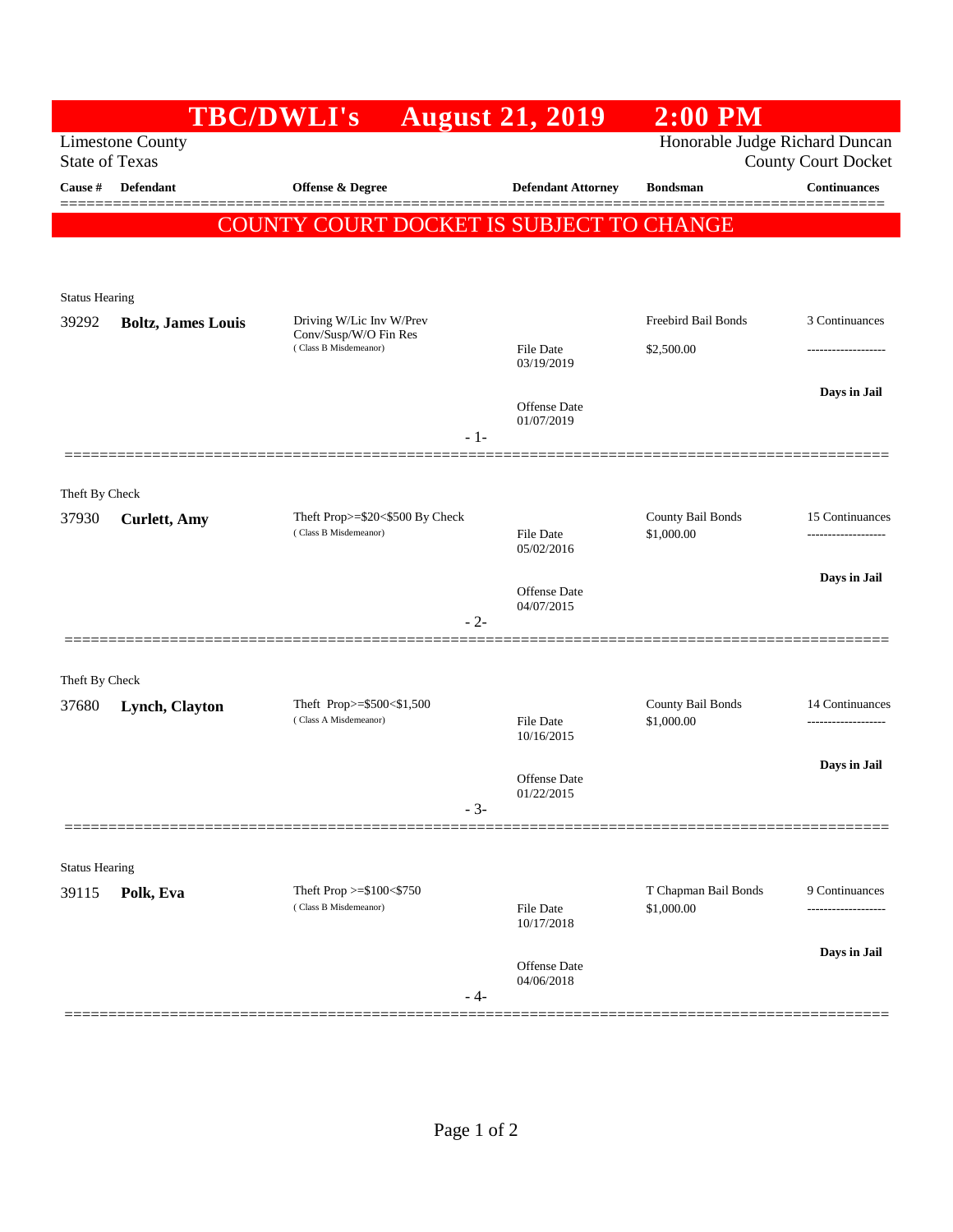# TBC/DWLI's August 21, 2019 2:00 PM

Limestone County
State of Texas

Honorable Judge Richard Duncan
County Court Docket

**COUNTY COURT DOCKET IS SUBJECT TO CHANGE**

| Cause # | Defendant | Offense & Degree | Defendant Attorney | Bondsman | Continuances |
|---|---|---|---|---|---|
| **Status Hearing** | | | | | |
| 39292 | **Boltz, James Louis** | Driving W/Lic Inv W/Prev Conv/Susp/W/O Fin Res (Class B Misdemeanor) | File Date 03/19/2019<br>Offense Date 01/07/2019 | Freebird Bail Bonds<br>$2,500.00 | 3 Continuances<br>-------------------<br>**Days in Jail** |
| | | | - 1- | | |
| **Theft By Check** | | | | | |
| 37930 | **Curlett, Amy** | Theft Prop>=$20<$500 By Check (Class B Misdemeanor) | File Date 05/02/2016<br>Offense Date 04/07/2015 | County Bail Bonds<br>$1,000.00 | 15 Continuances<br>-------------------<br>**Days in Jail** |
| | | | - 2- | | |
| **Theft By Check** | | | | | |
| 37680 | **Lynch, Clayton** | Theft Prop>=$500<$1,500 (Class A Misdemeanor) | File Date 10/16/2015<br>Offense Date 01/22/2015 | County Bail Bonds<br>$1,000.00 | 14 Continuances<br>-------------------<br>**Days in Jail** |
| | | | - 3- | | |
| **Status Hearing** | | | | | |
| 39115 | **Polk, Eva** | Theft Prop >=$100<$750 (Class B Misdemeanor) | File Date 10/17/2018<br>Offense Date 04/06/2018 | T Chapman Bail Bonds<br>$1,000.00 | 9 Continuances<br>-------------------<br>**Days in Jail** |
| | | | - 4- | | |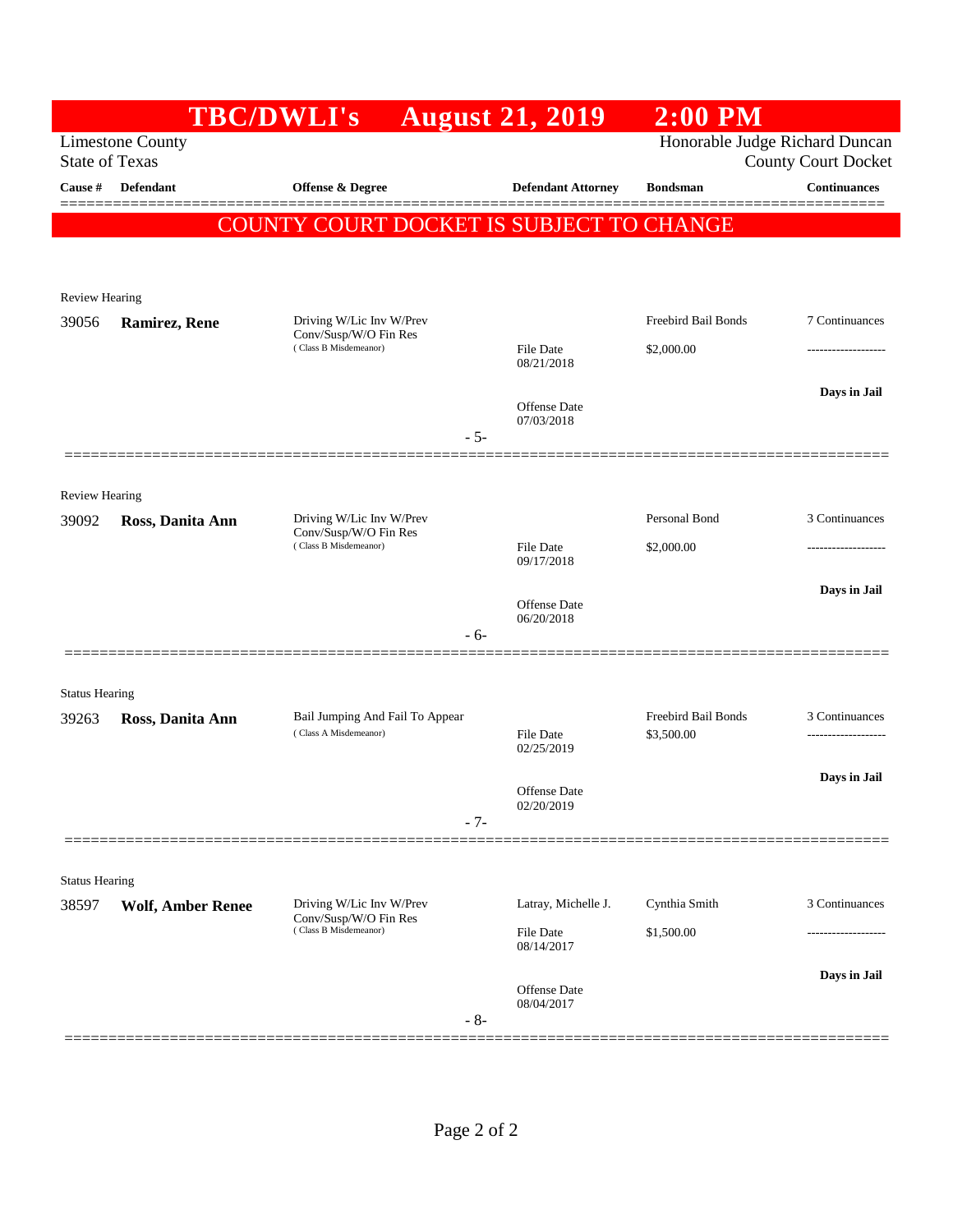# TBC/DWLI's August 21, 2019 2:00 PM

Limestone County
State of Texas

Honorable Judge Richard Duncan
County Court Docket

| Cause # | Defendant | Offense & Degree | Defendant Attorney | Bondsman | Continuances |
|---|---|---|---|---|---|

**COUNTY COURT DOCKET IS SUBJECT TO CHANGE**

Review Hearing

| Cause # | Defendant | Offense & Degree | Defendant Attorney | Bondsman | Continuances |
|---|---|---|---|---|---|
| 39056 | **Ramirez, Rene** | Driving W/Lic Inv W/Prev Conv/Susp/W/O Fin Res (Class B Misdemeanor) | File Date 08/21/2018; Offense Date 07/03/2018 | Freebird Bail Bonds $2,000.00 | 7 Continuances; Days in Jail |

- 5-

Review Hearing

| Cause # | Defendant | Offense & Degree | Defendant Attorney | Bondsman | Continuances |
|---|---|---|---|---|---|
| 39092 | **Ross, Danita Ann** | Driving W/Lic Inv W/Prev Conv/Susp/W/O Fin Res (Class B Misdemeanor) | File Date 09/17/2018; Offense Date 06/20/2018 | Personal Bond $2,000.00 | 3 Continuances; Days in Jail |

- 6-

Status Hearing

| Cause # | Defendant | Offense & Degree | Defendant Attorney | Bondsman | Continuances |
|---|---|---|---|---|---|
| 39263 | **Ross, Danita Ann** | Bail Jumping And Fail To Appear (Class A Misdemeanor) | File Date 02/25/2019; Offense Date 02/20/2019 | Freebird Bail Bonds $3,500.00 | 3 Continuances; Days in Jail |

- 7-

Status Hearing

| Cause # | Defendant | Offense & Degree | Defendant Attorney | Bondsman | Continuances |
|---|---|---|---|---|---|
| 38597 | **Wolf, Amber Renee** | Driving W/Lic Inv W/Prev Conv/Susp/W/O Fin Res (Class B Misdemeanor) | Latray, Michelle J.; File Date 08/14/2017; Offense Date 08/04/2017 | Cynthia Smith $1,500.00 | 3 Continuances; Days in Jail |

- 8-